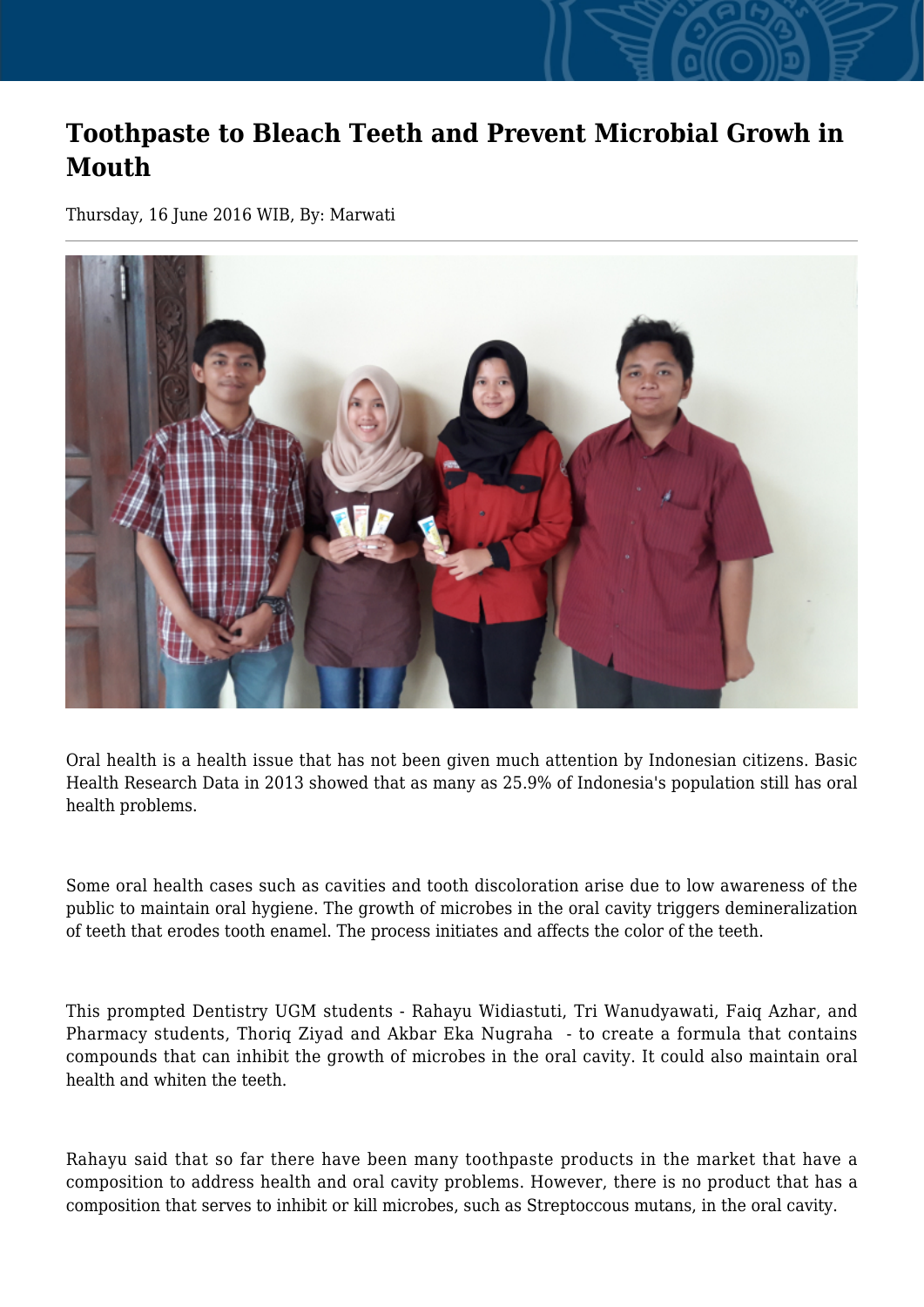# Toothpaste to Bleach Teeth and Prevent Microbial Growh in Mouth

Thursday, 16 June 2016 WIB, By: Marwati

Oral health is a health issue that has not been given much attention by Indonesian citizens. Basic Health Research Data in 2013 showed that as many as 25.9% of Indonesia's population still has oral health problems.

Some oral health cases such as cavities and tooth discoloration arise due to low awareness of the public to maintain oral hygiene. The growth of microbes in the oral cavity triggers demineralization of teeth that erodes tooth enamel. The process initiates and affects the color of the teeth.

This prompted Dentistry UGM students - Rahayu Widiastuti, Tri Wanudyawati, Faiq Azhar, and Pharmacy students, Thoriq Ziyad and Akbar Eka Nugraha - to create a formula that contains compounds that can inhibit the growth of microbes in the oral cavity. It could also maintain oral health and whiten the teeth.

Rahayu said that so far there have been many toothpaste products in the market that have a composition to address health and oral cavity problems. However, there is no product that has a composition that serves to inhibit or kill microbes, such as Streptoccous mutans, in the oral cavity.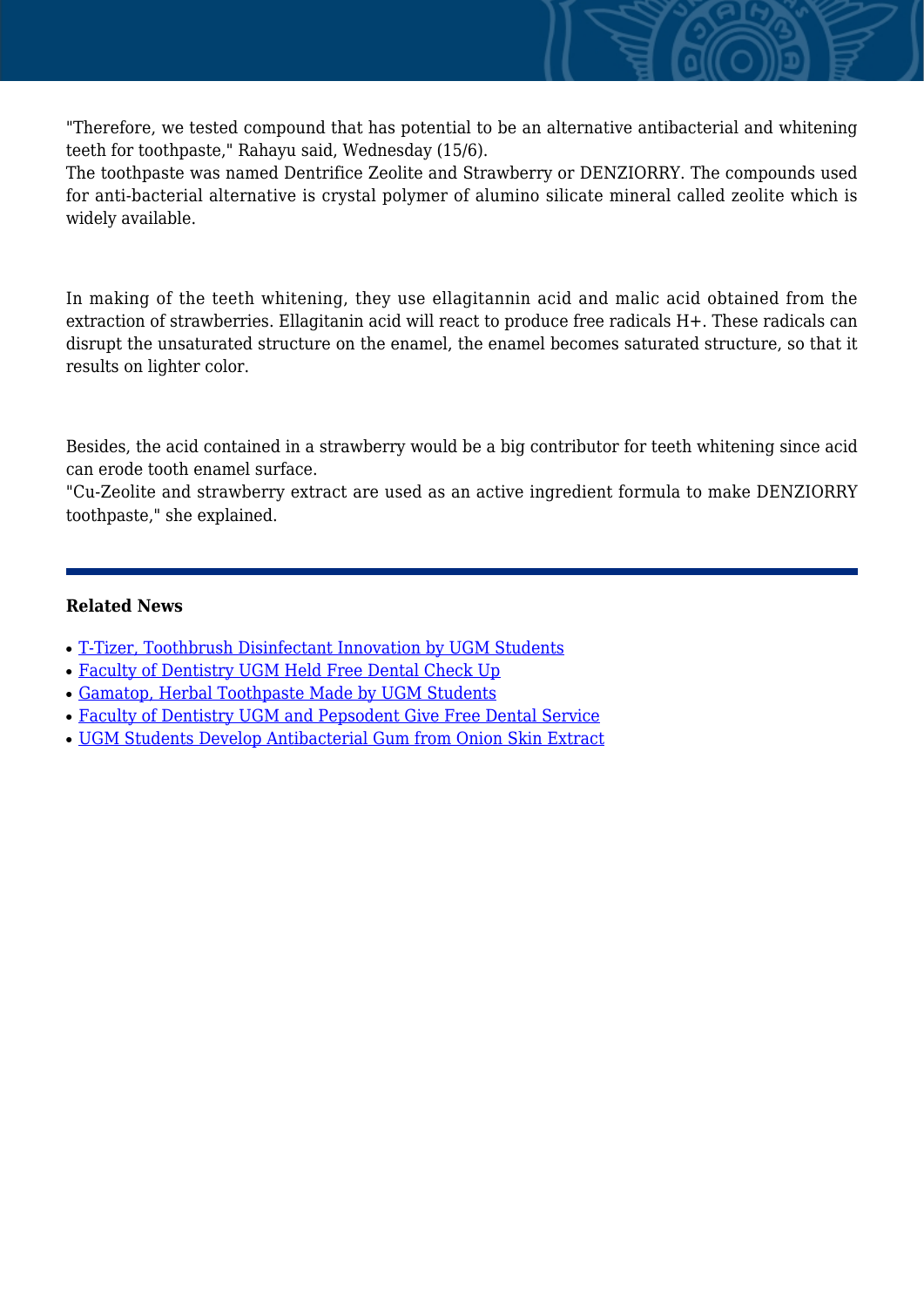"Therefore, we tested compound that has potential to be an alternative antibacterial and whitening teeth for toothpaste," Rahayu said, Wednesday (15/6).
The toothpaste was named Dentrifice Zeolite and Strawberry or DENZIORRY. The compounds used for anti-bacterial alternative is crystal polymer of alumino silicate mineral called zeolite which is widely available.

In making of the teeth whitening, they use ellagitannin acid and malic acid obtained from the extraction of strawberries. Ellagitanin acid will react to produce free radicals H+. These radicals can disrupt the unsaturated structure on the enamel, the enamel becomes saturated structure, so that it results on lighter color.

Besides, the acid contained in a strawberry would be a big contributor for teeth whitening since acid can erode tooth enamel surface.
"Cu-Zeolite and strawberry extract are used as an active ingredient formula to make DENZIORRY toothpaste," she explained.

---

**Related News**

- T-Tizer, Toothbrush Disinfectant Innovation by UGM Students
- Faculty of Dentistry UGM Held Free Dental Check Up
- Gamatop, Herbal Toothpaste Made by UGM Students
- Faculty of Dentistry UGM and Pepsodent Give Free Dental Service
- UGM Students Develop Antibacterial Gum from Onion Skin Extract